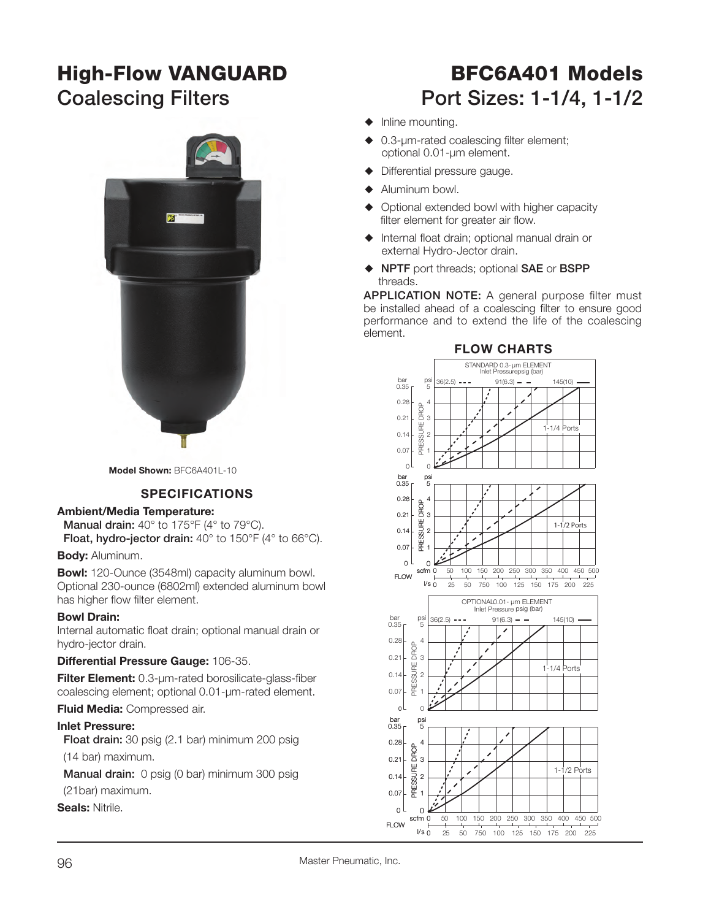# High-Flow VANGUARD Coalescing Filters

# BFC6A401 Models Port Sizes: 1-1/4, 1-1/2

**Model Shown:** BFC6A401L-10

- Inline mounting.
- 0.3-μm-rated coalescing filter element; optional 0.01-μm element.
- Differential pressure gauge.
- Aluminum bowl.
- Optional extended bowl with higher capacity filter element for greater air flow.
- Internal float drain; optional manual drain or external Hydro-Jector drain.
- **NPTF** port threads; optional **SAE** or **BSPP** threads.

**APPLICATION NOTE:** A general purpose filter must be installed ahead of a coalescing filter to ensure good performance and to extend the life of the coalescing element.

## SPECIFICATIONS

**Ambient/Media Temperature:**
**Manual drain:** 40° to 175°F (4° to 79°C).
**Float, hydro-jector drain:** 40° to 150°F (4° to 66°C).

**Body:** Aluminum.

**Bowl:** 120-Ounce (3548ml) capacity aluminum bowl. Optional 230-ounce (6802ml) extended aluminum bowl has higher flow filter element.

**Bowl Drain:**
Internal automatic float drain; optional manual drain or hydro-jector drain.

**Differential Pressure Gauge:** 106-35.

**Filter Element:** 0.3-μm-rated borosilicate-glass-fiber coalescing element; optional 0.01-μm-rated element.

**Fluid Media:** Compressed air.

**Inlet Pressure:**
**Float drain:** 30 psig (2.1 bar) minimum 200 psig (14 bar) maximum.
**Manual drain:** 0 psig (0 bar) minimum 300 psig (21bar) maximum.

**Seals:** Nitrile.

## FLOW CHARTS

STANDARD 0.3- μm ELEMENT
Inlet Pressurepsig (bar)
36(2.5) - - - 91(6.3) — — 145(10) ——

1-1/4 Ports

1-1/2 Ports

OPTIONAL0.01- μm ELEMENT
Inlet Pressure psig (bar)
36(2.5) - - - 91(6.3) — — 145(10) ——

1-1/4 Ports

1-1/2 Ports

PRESSURE DROP: bar 0, 0.07, 0.14, 0.21, 0.28, 0.35; psi 0, 1, 2, 3, 4, 5

FLOW: scfm 0, 50, 100, 150, 200, 250, 300, 350, 400, 450, 500; l/s 0, 25, 50, 750, 100, 125, 150, 175, 200, 225

Master Pneumatic, Inc.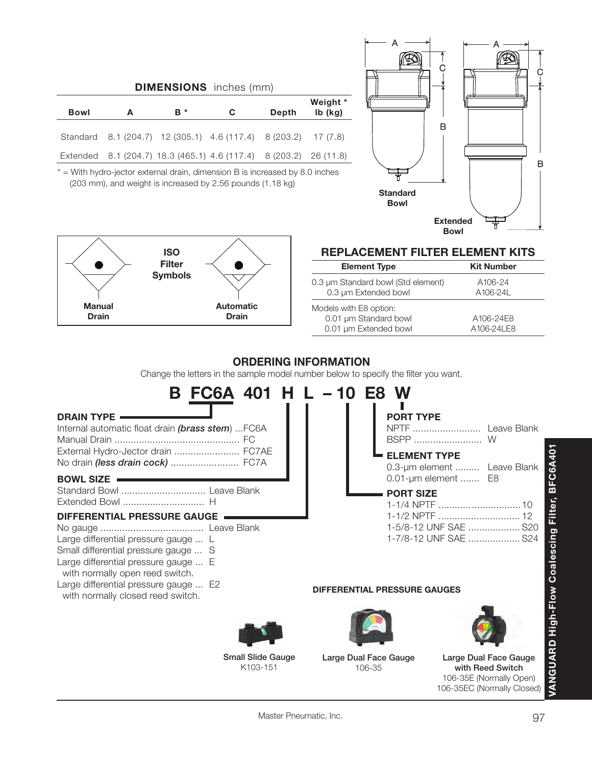## DIMENSIONS inches (mm)

| Bowl | A | B * | C | Depth | Weight * lb (kg) |
|---|---|---|---|---|---|
| Standard | 8.1 (204.7) | 12 (305.1) | 4.6 (117.4) | 8 (203.2) | 17 (7.8) |
| Extended | 8.1 (204.7) | 18.3 (465.1) | 4.6 (117.4) | 8 (203.2) | 26 (11.8) |

* = With hydro-jector external drain, dimension B is increased by 8.0 inches (203 mm), and weight is increased by 2.56 pounds (1.18 kg)

Standard Bowl

Extended Bowl

ISO Filter Symbols

Manual Drain

Automatic Drain

## REPLACEMENT FILTER ELEMENT KITS

| Element Type | Kit Number |
|---|---|
| 0.3 µm Standard bowl (Std element) | A106-24 |
| 0.3 µm Extended bowl | A106-24L |
| Models with E8 option: | |
| 0.01 µm Standard bowl | A106-24E8 |
| 0.01 µm Extended bowl | A106-24LE8 |

## ORDERING INFORMATION

Change the letters in the sample model number below to specify the filter you want.

**B FC6A 401 H L – 10 E8 W**

**DRAIN TYPE**
- Internal automatic float drain ***(brass stem)*** ...FC6A
- Manual Drain .............................................. FC
- External Hydro-Jector drain ........................ FC7AE
- No drain ***(less drain cock)*** ......................... FC7A

**BOWL SIZE**
- Standard Bowl ............................... Leave Blank
- Extended Bowl .............................. H

**DIFFERENTIAL PRESSURE GAUGE**
- No gauge ...................................... Leave Blank
- Large differential pressure gauge ... L
- Small differential pressure gauge ... S
- Large differential pressure gauge ... E with normally open reed switch.
- Large differential pressure gauge ... E2 with normally closed reed switch.

**PORT TYPE**
- NPTF ......................... Leave Blank
- BSPP ......................... W

**ELEMENT TYPE**
- 0.3-µm element ......... Leave Blank
- 0.01-µm element ....... E8

**PORT SIZE**
- 1-1/4 NPTF ............................. 10
- 1-1/2 NPTF ............................. 12
- 1-5/8-12 UNF SAE .................. S20
- 1-7/8-12 UNF SAE .................. S24

**DIFFERENTIAL PRESSURE GAUGES**

**Small Slide Gauge**
K103-151

**Large Dual Face Gauge**
106-35

**Large Dual Face Gauge with Reed Switch**
106-35E (Normally Open)
106-35EC (Normally Closed)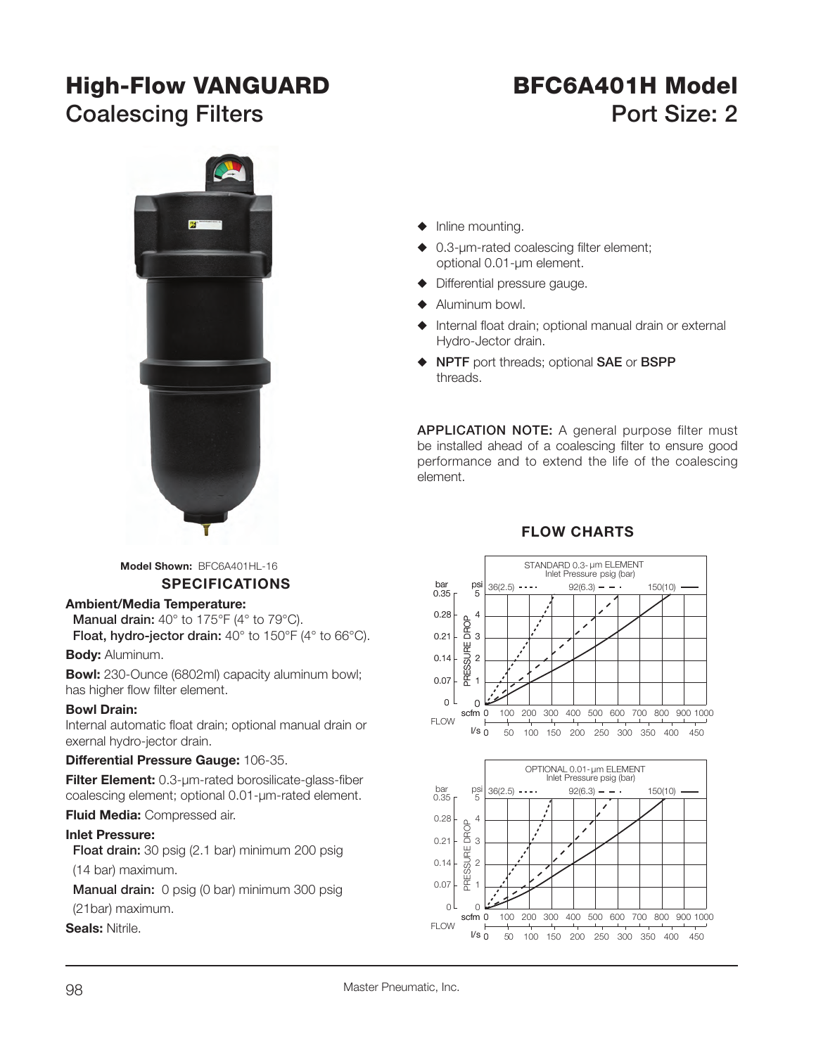# High-Flow VANGUARD Coalescing Filters

# BFC6A401H Model Port Size: 2

- Inline mounting.
- 0.3-µm-rated coalescing filter element; optional 0.01-µm element.
- Differential pressure gauge.
- Aluminum bowl.
- Internal float drain; optional manual drain or external Hydro-Jector drain.
- **NPTF** port threads; optional **SAE** or **BSPP** threads.

**APPLICATION NOTE:** A general purpose filter must be installed ahead of a coalescing filter to ensure good performance and to extend the life of the coalescing element.

**Model Shown:** BFC6A401HL-16

## SPECIFICATIONS

**Ambient/Media Temperature:**

**Manual drain:** 40° to 175°F (4° to 79°C).

**Float, hydro-jector drain:** 40° to 150°F (4° to 66°C).

**Body:** Aluminum.

**Bowl:** 230-Ounce (6802ml) capacity aluminum bowl; has higher flow filter element.

**Bowl Drain:**

Internal automatic float drain; optional manual drain or exernal hydro-jector drain.

**Differential Pressure Gauge:** 106-35.

**Filter Element:** 0.3-µm-rated borosilicate-glass-fiber coalescing element; optional 0.01-µm-rated element.

**Fluid Media:** Compressed air.

**Inlet Pressure:**

**Float drain:** 30 psig (2.1 bar) minimum 200 psig (14 bar) maximum.

**Manual drain:** 0 psig (0 bar) minimum 300 psig (21bar) maximum.

**Seals:** Nitrile.

## FLOW CHARTS

STANDARD 0.3-µm ELEMENT
Inlet Pressure psig (bar)
36(2.5) 92(6.3) 150(10)

PRESSURE DROP: bar 0, 0.07, 0.14, 0.21, 0.28, 0.35 / psi 0, 1, 2, 3, 4, 5

FLOW: scfm 0, 100, 200, 300, 400, 500, 600, 700, 800, 900, 1000 / l/s 0, 50, 100, 150, 200, 250, 300, 350, 400, 450

OPTIONAL 0.01-µm ELEMENT
Inlet Pressure psig (bar)
36(2.5) 92(6.3) 150(10)

PRESSURE DROP: bar 0, 0.07, 0.14, 0.21, 0.28, 0.35 / psi 0, 1, 2, 3, 4, 5

FLOW: scfm 0, 100, 200, 300, 400, 500, 600, 700, 800, 900, 1000 / l/s 0, 50, 100, 150, 200, 250, 300, 350, 400, 450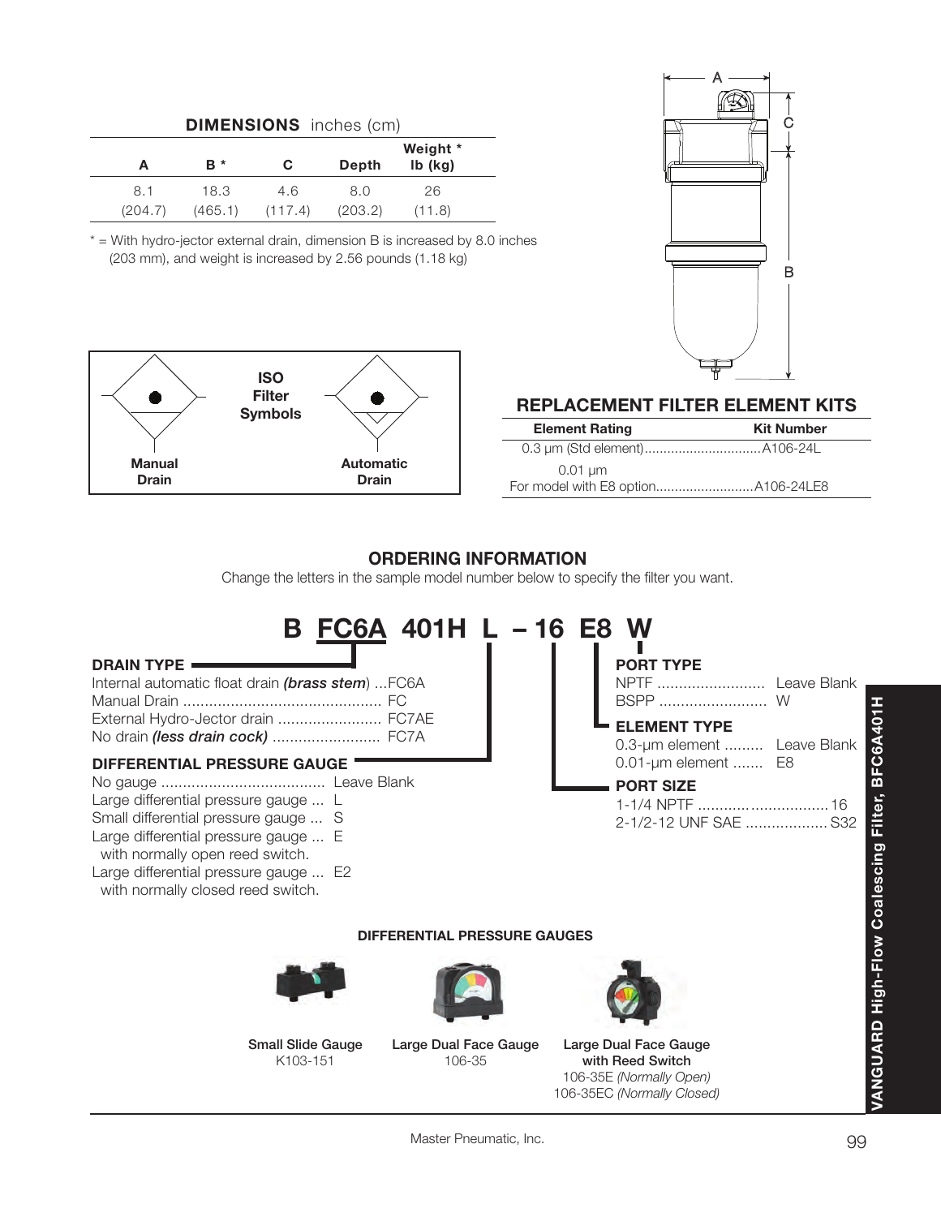## DIMENSIONS inches (cm)

| A | B * | C | Depth | Weight * lb (kg) |
|---|---|---|---|---|
| 8.1 (204.7) | 18.3 (465.1) | 4.6 (117.4) | 8.0 (203.2) | 26 (11.8) |

* = With hydro-jector external drain, dimension B is increased by 8.0 inches (203 mm), and weight is increased by 2.56 pounds (1.18 kg)

A

C

B

**ISO Filter Symbols**

**Manual Drain**

**Automatic Drain**

## REPLACEMENT FILTER ELEMENT KITS

| Element Rating | Kit Number |
|---|---|
| 0.3 µm (Std element) | A106-24L |
| 0.01 µm For model with E8 option | A106-24LE8 |

## ORDERING INFORMATION

Change the letters in the sample model number below to specify the filter you want.

**B FC6A 401H L – 16 E8 W**

**DRAIN TYPE**

- Internal automatic float drain ***(brass stem)*** ...FC6A
- Manual Drain .............................................. FC
- External Hydro-Jector drain ........................ FC7AE
- No drain ***(less drain cock)*** ......................... FC7A

**DIFFERENTIAL PRESSURE GAUGE**

- No gauge ...................................... Leave Blank
- Large differential pressure gauge ... L
- Small differential pressure gauge ... S
- Large differential pressure gauge ... E with normally open reed switch.
- Large differential pressure gauge ... E2 with normally closed reed switch.

**PORT TYPE**

- NPTF ......................... Leave Blank
- BSPP ......................... W

**ELEMENT TYPE**

- 0.3-µm element ......... Leave Blank
- 0.01-µm element ....... E8

**PORT SIZE**

- 1-1/4 NPTF ............................ 16
- 2-1/2-12 UNF SAE ................... S32

**DIFFERENTIAL PRESSURE GAUGES**

**Small Slide Gauge**
K103-151

**Large Dual Face Gauge**
106-35

**Large Dual Face Gauge with Reed Switch**
106-35E *(Normally Open)*
106-35EC *(Normally Closed)*

**VANGUARD High-Flow Coalescing Filter, BFC6A401H**